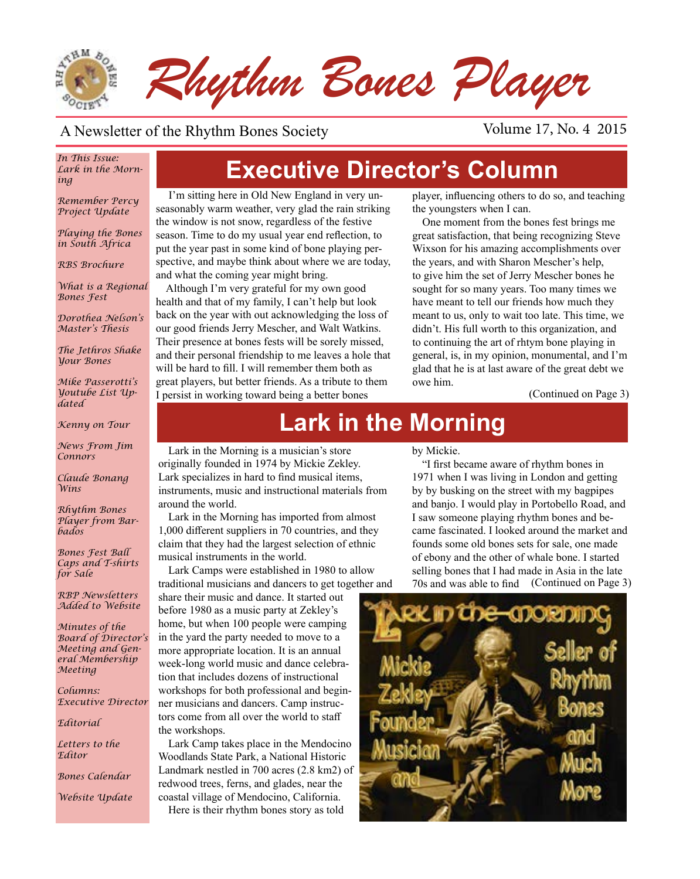# Rhythm Bones Player

A Newsletter of the Rhythm Bones Society

Volume 17, No. 4 2015

*In This Issue:*

*Lark in the Morning*

*Remember Percy Project Update*

*Playing the Bones in South Africa*

*RBS Brochure*

*What is a Regional Bones Fest*

*Dorothea Nelson's Master's Thesis*

*The Jethros Shake Your Bones*

*Mike Passerotti's Youtube List Updated*

*Kenny on Tour*

*News From Jim Connors*

*Claude Bonang Wins*

*Rhythm Bones Player from Barbados*

*Bones Fest Ball Caps and T-shirts for Sale*

*RBP Newsletters Added to Website*

*Minutes of the Board of Director's Meeting and General Membership Meeting*

*Columns:*

*Executive Director*

*Editorial*

*Letters to the Editor*

*Bones Calendar*

*Website Update*

## Executive Director's Column

I'm sitting here in Old New England in very unseasonably warm weather, very glad the rain striking the window is not snow, regardless of the festive season. Time to do my usual year end reflection, to put the year past in some kind of bone playing perspective, and maybe think about where we are today, and what the coming year might bring.

Although I'm very grateful for my own good health and that of my family, I can't help but look back on the year without acknowledging the loss of our good friends Jerry Mescher, and Walt Watkins. Their presence at bones fests will be sorely missed, and their personal friendship to me leaves a hole that will be hard to fill. I will remember them both as great players, but better friends. As a tribute to them I persist in working toward being a better bones player, influencing others to do so, and teaching the youngsters when I can.

One moment from the bones fest brings me great satisfaction, that being recognizing Steve Wixson for his amazing accomplishments over the years, and with Sharon Mescher's help, to give him the set of Jerry Mescher bones he sought for so many years. Too many times we have meant to tell our friends how much they meant to us, only to wait too late. This time, we didn't. His full worth to this organization, and to continuing the art of rhtym bone playing in general, is, in my opinion, monumental, and I'm glad that he is at last aware of the great debt we owe him.

(Continued on Page 3)

## Lark in the Morning

Lark in the Morning is a musician's store originally founded in 1974 by Mickie Zekley. Lark specializes in hard to find musical items, instruments, music and instructional materials from around the world.

Lark in the Morning has imported from almost 1,000 different suppliers in 70 countries, and they claim that they had the largest selection of ethnic musical instruments in the world.

Lark Camps were established in 1980 to allow traditional musicians and dancers to get together and share their music and dance. It started out before 1980 as a music party at Zekley's home, but when 100 people were camping in the yard the party needed to move to a more appropriate location. It is an annual week-long world music and dance celebration that includes dozens of instructional workshops for both professional and beginner musicians and dancers. Camp instructors come from all over the world to staff the workshops.

Lark Camp takes place in the Mendocino Woodlands State Park, a National Historic Landmark nestled in 700 acres (2.8 km2) of redwood trees, ferns, and glades, near the coastal village of Mendocino, California.

Here is their rhythm bones story as told by Mickie.

"I first became aware of rhythm bones in 1971 when I was living in London and getting by by busking on the street with my bagpipes and banjo. I would play in Portobello Road, and I saw someone playing rhythm bones and became fascinated. I looked around the market and founds some old bones sets for sale, one made of ebony and the other of whale bone. I started selling bones that I had made in Asia in the late 70s and was able to find (Continued on Page 3)

Lark in the Morning — Mickie Zekley Founder, Musician and Seller of Rhythm Bones and Much More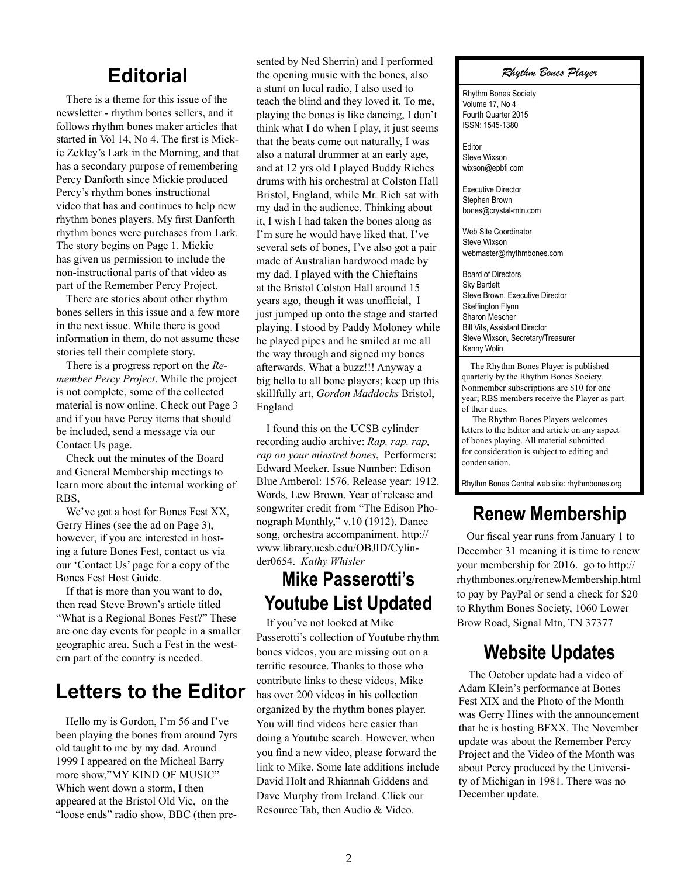# Editorial

There is a theme for this issue of the newsletter - rhythm bones sellers, and it follows rhythm bones maker articles that started in Vol 14, No 4. The first is Mickie Zekley's Lark in the Morning, and that has a secondary purpose of remembering Percy Danforth since Mickie produced Percy's rhythm bones instructional video that has and continues to help new rhythm bones players. My first Danforth rhythm bones were purchases from Lark. The story begins on Page 1. Mickie has given us permission to include the non-instructional parts of that video as part of the Remember Percy Project.

There are stories about other rhythm bones sellers in this issue and a few more in the next issue. While there is good information in them, do not assume these stories tell their complete story.

There is a progress report on the *Remember Percy Project*. While the project is not complete, some of the collected material is now online. Check out Page 3 and if you have Percy items that should be included, send a message via our Contact Us page.

Check out the minutes of the Board and General Membership meetings to learn more about the internal working of RBS,

We've got a host for Bones Fest XX, Gerry Hines (see the ad on Page 3), however, if you are interested in hosting a future Bones Fest, contact us via our 'Contact Us' page for a copy of the Bones Fest Host Guide.

If that is more than you want to do, then read Steve Brown's article titled "What is a Regional Bones Fest?" These are one day events for people in a smaller geographic area. Such a Fest in the western part of the country is needed.

# Letters to the Editor

Hello my is Gordon, I'm 56 and I've been playing the bones from around 7yrs old taught to me by my dad. Around 1999 I appeared on the Micheal Barry more show,"MY KIND OF MUSIC" Which went down a storm, I then appeared at the Bristol Old Vic, on the "loose ends" radio show, BBC (then presented by Ned Sherrin) and I performed the opening music with the bones, also a stunt on local radio, I also used to teach the blind and they loved it. To me, playing the bones is like dancing, I don't think what I do when I play, it just seems that the beats come out naturally, I was also a natural drummer at an early age, and at 12 yrs old I played Buddy Riches drums with his orchestral at Colston Hall Bristol, England, while Mr. Rich sat with my dad in the audience. Thinking about it, I wish I had taken the bones along as I'm sure he would have liked that. I've several sets of bones, I've also got a pair made of Australian hardwood made by my dad. I played with the Chieftains at the Bristol Colston Hall around 15 years ago, though it was unofficial, I just jumped up onto the stage and started playing. I stood by Paddy Moloney while he played pipes and he smiled at me all the way through and signed my bones afterwards. What a buzz!!! Anyway a big hello to all bone players; keep up this skillfully art, *Gordon Maddocks* Bristol, England

I found this on the UCSB cylinder recording audio archive: *Rap, rap, rap, rap on your minstrel bones*, Performers: Edward Meeker. Issue Number: Edison Blue Amberol: 1576. Release year: 1912. Words, Lew Brown. Year of release and songwriter credit from "The Edison Phonograph Monthly," v.10 (1912). Dance song, orchestra accompaniment. http://www.library.ucsb.edu/OBJID/Cylinder0654. *Kathy Whisler*

# Mike Passerotti's Youtube List Updated

If you've not looked at Mike Passerotti's collection of Youtube rhythm bones videos, you are missing out on a terrific resource. Thanks to those who contribute links to these videos, Mike has over 200 videos in his collection organized by the rhythm bones player. You will find videos here easier than doing a Youtube search. However, when you find a new video, please forward the link to Mike. Some late additions include David Holt and Rhiannah Giddens and Dave Murphy from Ireland. Click our Resource Tab, then Audio & Video.

***Rhythm Bones Player***

Rhythm Bones Society
Volume 17, No 4
Fourth Quarter 2015
ISSN: 1545-1380

Editor
Steve Wixson
wixson@epbfi.com

Executive Director
Stephen Brown
bones@crystal-mtn.com

Web Site Coordinator
Steve Wixson
webmaster@rhythmbones.com

Board of Directors
Sky Bartlett
Steve Brown, Executive Director
Skeffington Flynn
Sharon Mescher
Bill Vits, Assistant Director
Steve Wixson, Secretary/Treasurer
Kenny Wolin

The Rhythm Bones Player is published quarterly by the Rhythm Bones Society. Nonmember subscriptions are $10 for one year; RBS members receive the Player as part of their dues.

The Rhythm Bones Players welcomes letters to the Editor and article on any aspect of bones playing. All material submitted for consideration is subject to editing and condensation.

Rhythm Bones Central web site: rhythmbones.org

# Renew Membership

Our fiscal year runs from January 1 to December 31 meaning it is time to renew your membership for 2016. go to http://rhythmbones.org/renewMembership.html to pay by PayPal or send a check for $20 to Rhythm Bones Society, 1060 Lower Brow Road, Signal Mtn, TN 37377

# Website Updates

The October update had a video of Adam Klein's performance at Bones Fest XIX and the Photo of the Month was Gerry Hines with the announcement that he is hosting BFXX. The November update was about the Remember Percy Project and the Video of the Month was about Percy produced by the University of Michigan in 1981. There was no December update.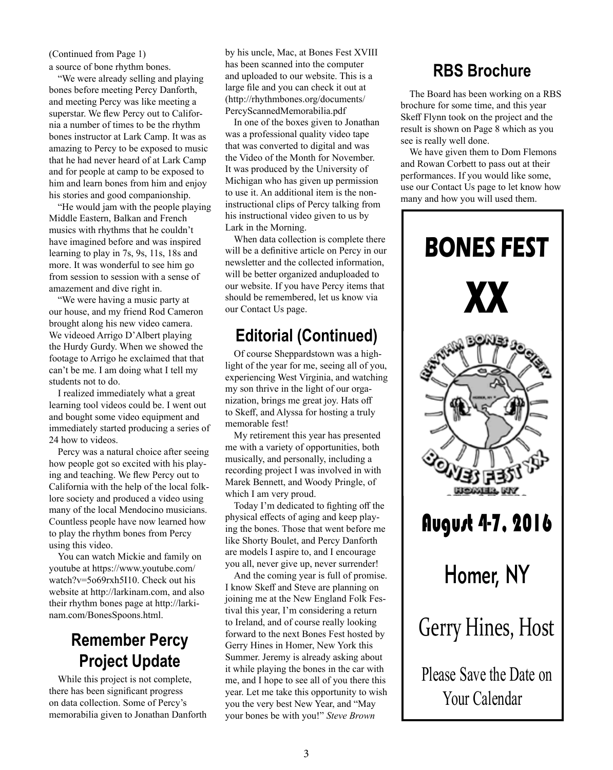(Continued from Page 1)

a source of bone rhythm bones.

"We were already selling and playing bones before meeting Percy Danforth, and meeting Percy was like meeting a superstar. We flew Percy out to California a number of times to be the rhythm bones instructor at Lark Camp. It was as amazing to Percy to be exposed to music that he had never heard of at Lark Camp and for people at camp to be exposed to him and learn bones from him and enjoy his stories and good companionship.

"He would jam with the people playing Middle Eastern, Balkan and French musics with rhythms that he couldn't have imagined before and was inspired learning to play in 7s, 9s, 11s, 18s and more. It was wonderful to see him go from session to session with a sense of amazement and dive right in.

"We were having a music party at our house, and my friend Rod Cameron brought along his new video camera. We videoed Arrigo D'Albert playing the Hurdy Gurdy. When we showed the footage to Arrigo he exclaimed that that can't be me. I am doing what I tell my students not to do.

I realized immediately what a great learning tool videos could be. I went out and bought some video equipment and immediately started producing a series of 24 how to videos.

Percy was a natural choice after seeing how people got so excited with his playing and teaching. We flew Percy out to California with the help of the local folklore society and produced a video using many of the local Mendocino musicians. Countless people have now learned how to play the rhythm bones from Percy using this video.

You can watch Mickie and family on youtube at https://www.youtube.com/watch?v=5o69rxh5I10. Check out his website at http://larkinam.com, and also their rhythm bones page at http://larkinam.com/BonesSpoons.html.

## Remember Percy Project Update

While this project is not complete, there has been significant progress on data collection. Some of Percy's memorabilia given to Jonathan Danforth by his uncle, Mac, at Bones Fest XVIII has been scanned into the computer and uploaded to our website. This is a large file and you can check it out at (http://rhythmbones.org/documents/PercyScannedMemorabilia.pdf

In one of the boxes given to Jonathan was a professional quality video tape that was converted to digital and was the Video of the Month for November. It was produced by the University of Michigan who has given up permission to use it. An additional item is the non-instructional clips of Percy talking from his instructional video given to us by Lark in the Morning.

When data collection is complete there will be a definitive article on Percy in our newsletter and the collected information, will be better organized anduploaded to our website. If you have Percy items that should be remembered, let us know via our Contact Us page.

## Editorial (Continued)

Of course Sheppardstown was a highlight of the year for me, seeing all of you, experiencing West Virginia, and watching my son thrive in the light of our organization, brings me great joy. Hats off to Skeff, and Alyssa for hosting a truly memorable fest!

My retirement this year has presented me with a variety of opportunities, both musically, and personally, including a recording project I was involved in with Marek Bennett, and Woody Pringle, of which I am very proud.

Today I'm dedicated to fighting off the physical effects of aging and keep playing the bones. Those that went before me like Shorty Boulet, and Percy Danforth are models I aspire to, and I encourage you all, never give up, never surrender!

And the coming year is full of promise. I know Skeff and Steve are planning on joining me at the New England Folk Festival this year, I'm considering a return to Ireland, and of course really looking forward to the next Bones Fest hosted by Gerry Hines in Homer, New York this Summer. Jeremy is already asking about it while playing the bones in the car with me, and I hope to see all of you there this year. Let me take this opportunity to wish you the very best New Year, and "May your bones be with you!" *Steve Brown*

## RBS Brochure

The Board has been working on a RBS brochure for some time, and this year Skeff Flynn took on the project and the result is shown on Page 8 which as you see is really well done.

We have given them to Dom Flemons and Rowan Corbett to pass out at their performances. If you would like some, use our Contact Us page to let know how many and how you will used them.

# BONES FEST XX

RHYTHM BONES SOCIETY — BONES FEST XX — HOMER, NY

**August 4-7, 2016**

**Homer, NY**

Gerry Hines, Host

Please Save the Date on Your Calendar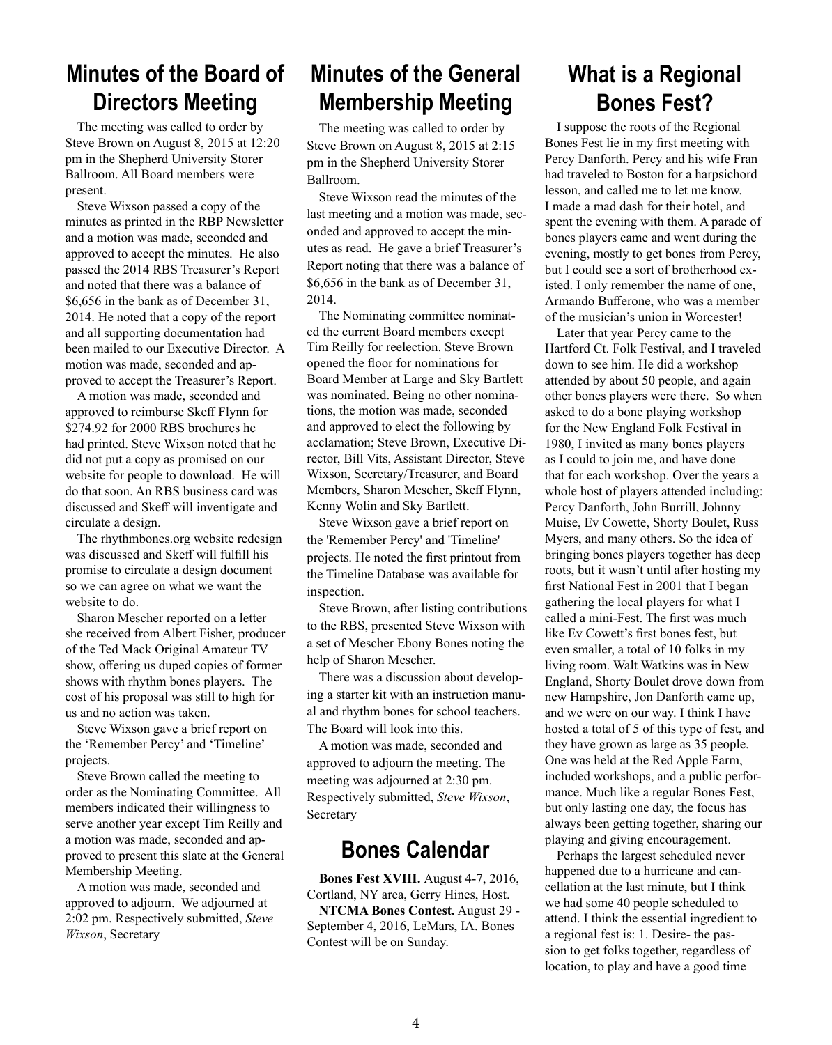## Minutes of the Board of Directors Meeting

The meeting was called to order by Steve Brown on August 8, 2015 at 12:20 pm in the Shepherd University Storer Ballroom. All Board members were present.

Steve Wixson passed a copy of the minutes as printed in the RBP Newsletter and a motion was made, seconded and approved to accept the minutes. He also passed the 2014 RBS Treasurer's Report and noted that there was a balance of $6,656 in the bank as of December 31, 2014. He noted that a copy of the report and all supporting documentation had been mailed to our Executive Director. A motion was made, seconded and approved to accept the Treasurer's Report.

A motion was made, seconded and approved to reimburse Skeff Flynn for $274.92 for 2000 RBS brochures he had printed. Steve Wixson noted that he did not put a copy as promised on our website for people to download. He will do that soon. An RBS business card was discussed and Skeff will invetigate and circulate a design.

The rhythmbones.org website redesign was discussed and Skeff will fulfill his promise to circulate a design document so we can agree on what we want the website to do.

Sharon Mescher reported on a letter she received from Albert Fisher, producer of the Ted Mack Original Amateur TV show, offering us duped copies of former shows with rhythm bones players. The cost of his proposal was still to high for us and no action was taken.

Steve Wixson gave a brief report on the 'Remember Percy' and 'Timeline' projects.

Steve Brown called the meeting to order as the Nominating Committee. All members indicated their willingness to serve another year except Tim Reilly and a motion was made, seconded and approved to present this slate at the General Membership Meeting.

A motion was made, seconded and approved to adjourn. We adjourned at 2:02 pm. Respectively submitted, *Steve Wixson*, Secretary

## Minutes of the General Membership Meeting

The meeting was called to order by Steve Brown on August 8, 2015 at 2:15 pm in the Shepherd University Storer Ballroom.

Steve Wixson read the minutes of the last meeting and a motion was made, seconded and approved to accept the minutes as read. He gave a brief Treasurer's Report noting that there was a balance of $6,656 in the bank as of December 31, 2014.

The Nominating committee nominated the current Board members except Tim Reilly for reelection. Steve Brown opened the floor for nominations for Board Member at Large and Sky Bartlett was nominated. Being no other nominations, the motion was made, seconded and approved to elect the following by acclamation; Steve Brown, Executive Director, Bill Vits, Assistant Director, Steve Wixson, Secretary/Treasurer, and Board Members, Sharon Mescher, Skeff Flynn, Kenny Wolin and Sky Bartlett.

Steve Wixson gave a brief report on the 'Remember Percy' and 'Timeline' projects. He noted the first printout from the Timeline Database was available for inspection.

Steve Brown, after listing contributions to the RBS, presented Steve Wixson with a set of Mescher Ebony Bones noting the help of Sharon Mescher.

There was a discussion about developing a starter kit with an instruction manual and rhythm bones for school teachers. The Board will look into this.

A motion was made, seconded and approved to adjourn the meeting. The meeting was adjourned at 2:30 pm. Respectively submitted, *Steve Wixson*, Secretary

## Bones Calendar

**Bones Fest XVIII.** August 4-7, 2016, Cortland, NY area, Gerry Hines, Host.

**NTCMA Bones Contest.** August 29 - September 4, 2016, LeMars, IA. Bones Contest will be on Sunday.

## What is a Regional Bones Fest?

I suppose the roots of the Regional Bones Fest lie in my first meeting with Percy Danforth. Percy and his wife Fran had traveled to Boston for a harpsichord lesson, and called me to let me know. I made a mad dash for their hotel, and spent the evening with them. A parade of bones players came and went during the evening, mostly to get bones from Percy, but I could see a sort of brotherhood existed. I only remember the name of one, Armando Bufferone, who was a member of the musician's union in Worcester!

Later that year Percy came to the Hartford Ct. Folk Festival, and I traveled down to see him. He did a workshop attended by about 50 people, and again other bones players were there. So when asked to do a bone playing workshop for the New England Folk Festival in 1980, I invited as many bones players as I could to join me, and have done that for each workshop. Over the years a whole host of players attended including: Percy Danforth, John Burrill, Johnny Muise, Ev Cowette, Shorty Boulet, Russ Myers, and many others. So the idea of bringing bones players together has deep roots, but it wasn't until after hosting my first National Fest in 2001 that I began gathering the local players for what I called a mini-Fest. The first was much like Ev Cowett's first bones fest, but even smaller, a total of 10 folks in my living room. Walt Watkins was in New England, Shorty Boulet drove down from new Hampshire, Jon Danforth came up, and we were on our way. I think I have hosted a total of 5 of this type of fest, and they have grown as large as 35 people. One was held at the Red Apple Farm, included workshops, and a public performance. Much like a regular Bones Fest, but only lasting one day, the focus has always been getting together, sharing our playing and giving encouragement.

Perhaps the largest scheduled never happened due to a hurricane and cancellation at the last minute, but I think we had some 40 people scheduled to attend. I think the essential ingredient to a regional fest is: 1. Desire- the passion to get folks together, regardless of location, to play and have a good time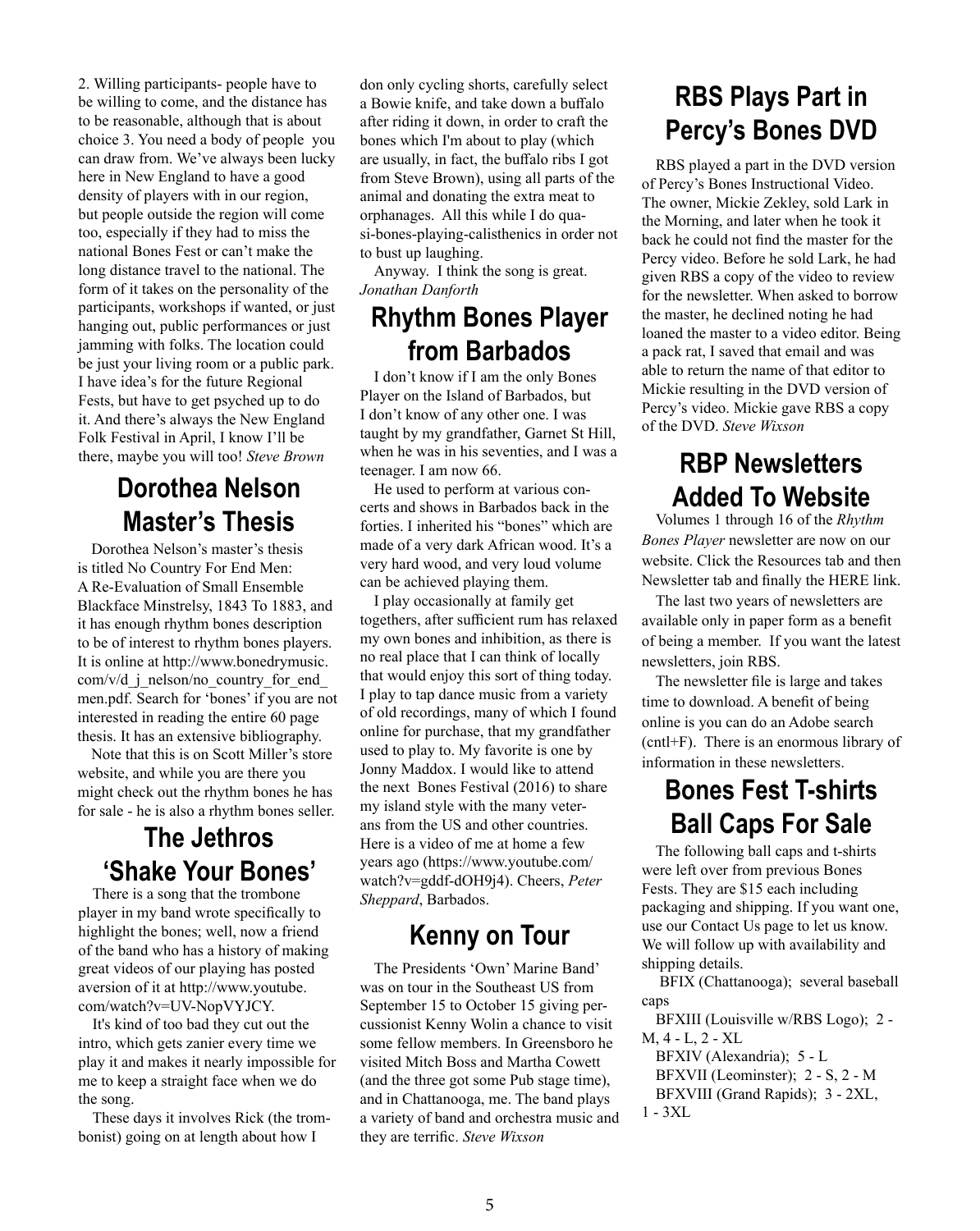2. Willing participants- people have to be willing to come, and the distance has to be reasonable, although that is about choice 3. You need a body of people you can draw from. We've always been lucky here in New England to have a good density of players with in our region, but people outside the region will come too, especially if they had to miss the national Bones Fest or can't make the long distance travel to the national. The form of it takes on the personality of the participants, workshops if wanted, or just hanging out, public performances or just jamming with folks. The location could be just your living room or a public park. I have idea's for the future Regional Fests, but have to get psyched up to do it. And there's always the New England Folk Festival in April, I know I'll be there, maybe you will too! *Steve Brown*

## Dorothea Nelson Master's Thesis

Dorothea Nelson's master's thesis is titled No Country For End Men: A Re-Evaluation of Small Ensemble Blackface Minstrelsy, 1843 To 1883, and it has enough rhythm bones description to be of interest to rhythm bones players. It is online at http://www.bonedrymusic.com/v/d_j_nelson/no_country_for_end_men.pdf. Search for 'bones' if you are not interested in reading the entire 60 page thesis. It has an extensive bibliography.

Note that this is on Scott Miller's store website, and while you are there you might check out the rhythm bones he has for sale - he is also a rhythm bones seller.

## The Jethros 'Shake Your Bones'

There is a song that the trombone player in my band wrote specifically to highlight the bones; well, now a friend of the band who has a history of making great videos of our playing has posted aversion of it at http://www.youtube.com/watch?v=UV-NopVYJCY.

It's kind of too bad they cut out the intro, which gets zanier every time we play it and makes it nearly impossible for me to keep a straight face when we do the song.

These days it involves Rick (the trombonist) going on at length about how I don only cycling shorts, carefully select a Bowie knife, and take down a buffalo after riding it down, in order to craft the bones which I'm about to play (which are usually, in fact, the buffalo ribs I got from Steve Brown), using all parts of the animal and donating the extra meat to orphanages. All this while I do quasi-bones-playing-calisthenics in order not to bust up laughing.

Anyway. I think the song is great. *Jonathan Danforth*

## Rhythm Bones Player from Barbados

I don't know if I am the only Bones Player on the Island of Barbados, but I don't know of any other one. I was taught by my grandfather, Garnet St Hill, when he was in his seventies, and I was a teenager. I am now 66.

He used to perform at various concerts and shows in Barbados back in the forties. I inherited his "bones" which are made of a very dark African wood. It's a very hard wood, and very loud volume can be achieved playing them.

I play occasionally at family get togethers, after sufficient rum has relaxed my own bones and inhibition, as there is no real place that I can think of locally that would enjoy this sort of thing today. I play to tap dance music from a variety of old recordings, many of which I found online for purchase, that my grandfather used to play to. My favorite is one by Jonny Maddox. I would like to attend the next Bones Festival (2016) to share my island style with the many veterans from the US and other countries. Here is a video of me at home a few years ago (https://www.youtube.com/watch?v=gddf-dOH9j4). Cheers, *Peter Sheppard*, Barbados.

## Kenny on Tour

The Presidents 'Own' Marine Band' was on tour in the Southeast US from September 15 to October 15 giving percussionist Kenny Wolin a chance to visit some fellow members. In Greensboro he visited Mitch Boss and Martha Cowett (and the three got some Pub stage time), and in Chattanooga, me. The band plays a variety of band and orchestra music and they are terrific. *Steve Wixson*

## RBS Plays Part in Percy's Bones DVD

RBS played a part in the DVD version of Percy's Bones Instructional Video. The owner, Mickie Zekley, sold Lark in the Morning, and later when he took it back he could not find the master for the Percy video. Before he sold Lark, he had given RBS a copy of the video to review for the newsletter. When asked to borrow the master, he declined noting he had loaned the master to a video editor. Being a pack rat, I saved that email and was able to return the name of that editor to Mickie resulting in the DVD version of Percy's video. Mickie gave RBS a copy of the DVD. *Steve Wixson*

## RBP Newsletters Added To Website

Volumes 1 through 16 of the *Rhythm Bones Player* newsletter are now on our website. Click the Resources tab and then Newsletter tab and finally the HERE link.

The last two years of newsletters are available only in paper form as a benefit of being a member. If you want the latest newsletters, join RBS.

The newsletter file is large and takes time to download. A benefit of being online is you can do an Adobe search (cntl+F). There is an enormous library of information in these newsletters.

## Bones Fest T-shirts Ball Caps For Sale

The following ball caps and t-shirts were left over from previous Bones Fests. They are $15 each including packaging and shipping. If you want one, use our Contact Us page to let us know. We will follow up with availability and shipping details.

BFIX (Chattanooga); several baseball caps

BFXIII (Louisville w/RBS Logo); 2 - M, 4 - L, 2 - XL

BFXIV (Alexandria); 5 - L

BFXVII (Leominster); 2 - S, 2 - M

BFXVIII (Grand Rapids); 3 - 2XL, 1 - 3XL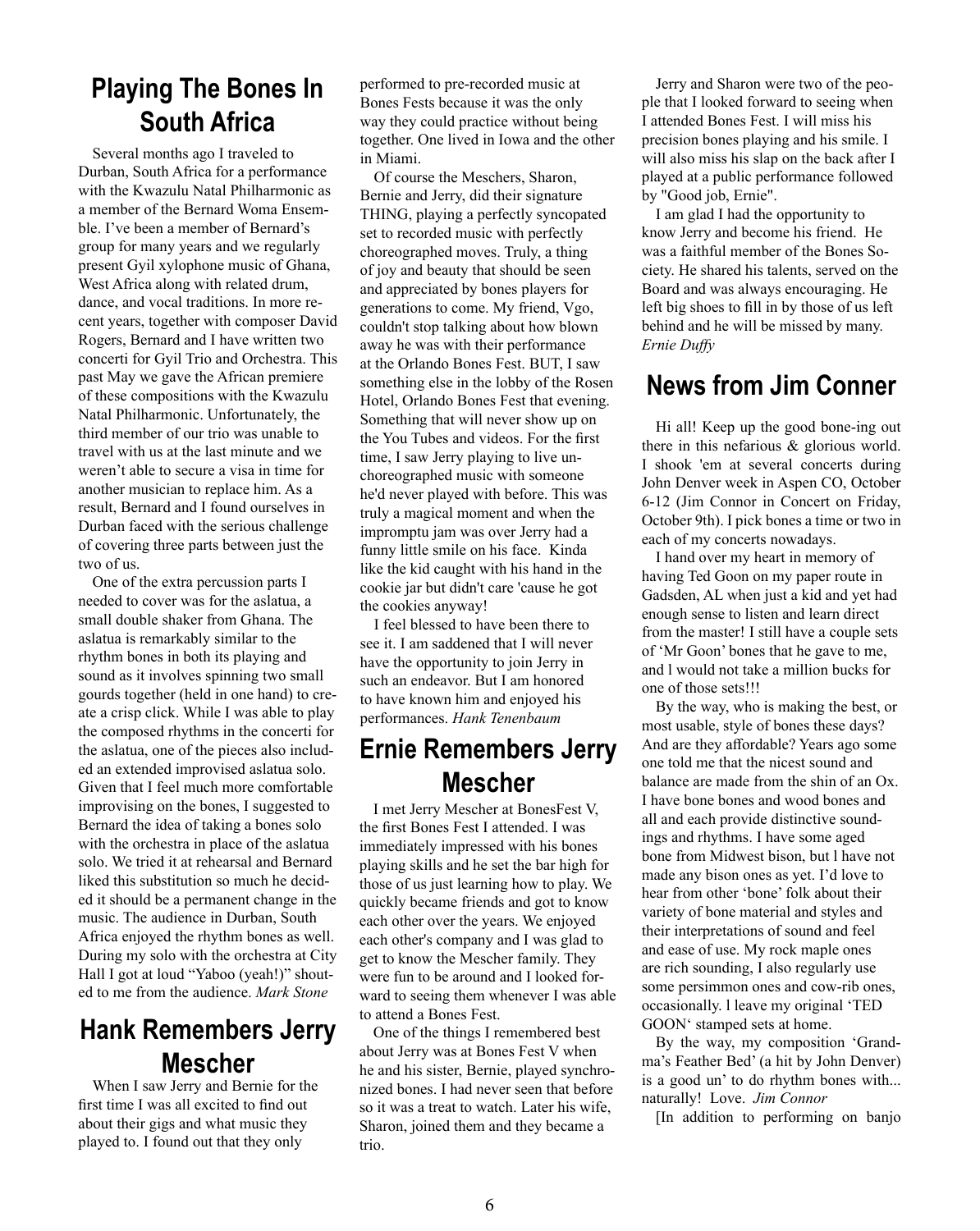## Playing The Bones In South Africa

Several months ago I traveled to Durban, South Africa for a performance with the Kwazulu Natal Philharmonic as a member of the Bernard Woma Ensemble. I've been a member of Bernard's group for many years and we regularly present Gyil xylophone music of Ghana, West Africa along with related drum, dance, and vocal traditions. In more recent years, together with composer David Rogers, Bernard and I have written two concerti for Gyil Trio and Orchestra. This past May we gave the African premiere of these compositions with the Kwazulu Natal Philharmonic. Unfortunately, the third member of our trio was unable to travel with us at the last minute and we weren't able to secure a visa in time for another musician to replace him. As a result, Bernard and I found ourselves in Durban faced with the serious challenge of covering three parts between just the two of us.

One of the extra percussion parts I needed to cover was for the aslatua, a small double shaker from Ghana. The aslatua is remarkably similar to the rhythm bones in both its playing and sound as it involves spinning two small gourds together (held in one hand) to create a crisp click. While I was able to play the composed rhythms in the concerti for the aslatua, one of the pieces also included an extended improvised aslatua solo. Given that I feel much more comfortable improvising on the bones, I suggested to Bernard the idea of taking a bones solo with the orchestra in place of the aslatua solo. We tried it at rehearsal and Bernard liked this substitution so much he decided it should be a permanent change in the music. The audience in Durban, South Africa enjoyed the rhythm bones as well. During my solo with the orchestra at City Hall I got at loud "Yaboo (yeah!)" shouted to me from the audience. *Mark Stone*

## Hank Remembers Jerry Mescher

When I saw Jerry and Bernie for the first time I was all excited to find out about their gigs and what music they played to. I found out that they only performed to pre-recorded music at Bones Fests because it was the only way they could practice without being together. One lived in Iowa and the other in Miami.

Of course the Meschers, Sharon, Bernie and Jerry, did their signature THING, playing a perfectly syncopated set to recorded music with perfectly choreographed moves. Truly, a thing of joy and beauty that should be seen and appreciated by bones players for generations to come. My friend, Vgo, couldn't stop talking about how blown away he was with their performance at the Orlando Bones Fest. BUT, I saw something else in the lobby of the Rosen Hotel, Orlando Bones Fest that evening. Something that will never show up on the You Tubes and videos. For the first time, I saw Jerry playing to live unchoreographed music with someone he'd never played with before. This was truly a magical moment and when the impromptu jam was over Jerry had a funny little smile on his face. Kinda like the kid caught with his hand in the cookie jar but didn't care 'cause he got the cookies anyway!

I feel blessed to have been there to see it. I am saddened that I will never have the opportunity to join Jerry in such an endeavor. But I am honored to have known him and enjoyed his performances. *Hank Tenenbaum*

## Ernie Remembers Jerry Mescher

I met Jerry Mescher at BonesFest V, the first Bones Fest I attended. I was immediately impressed with his bones playing skills and he set the bar high for those of us just learning how to play. We quickly became friends and got to know each other over the years. We enjoyed each other's company and I was glad to get to know the Mescher family. They were fun to be around and I looked forward to seeing them whenever I was able to attend a Bones Fest.

One of the things I remembered best about Jerry was at Bones Fest V when he and his sister, Bernie, played synchronized bones. I had never seen that before so it was a treat to watch. Later his wife, Sharon, joined them and they became a trio.

Jerry and Sharon were two of the people that I looked forward to seeing when I attended Bones Fest. I will miss his precision bones playing and his smile. I will also miss his slap on the back after I played at a public performance followed by "Good job, Ernie".

I am glad I had the opportunity to know Jerry and become his friend. He was a faithful member of the Bones Society. He shared his talents, served on the Board and was always encouraging. He left big shoes to fill in by those of us left behind and he will be missed by many. *Ernie Duffy*

## News from Jim Conner

Hi all! Keep up the good bone-ing out there in this nefarious & glorious world. I shook 'em at several concerts during John Denver week in Aspen CO, October 6-12 (Jim Connor in Concert on Friday, October 9th). I pick bones a time or two in each of my concerts nowadays.

I hand over my heart in memory of having Ted Goon on my paper route in Gadsden, AL when just a kid and yet had enough sense to listen and learn direct from the master! I still have a couple sets of 'Mr Goon' bones that he gave to me, and l would not take a million bucks for one of those sets!!!

By the way, who is making the best, or most usable, style of bones these days? And are they affordable? Years ago some one told me that the nicest sound and balance are made from the shin of an Ox. I have bone bones and wood bones and all and each provide distinctive soundings and rhythms. I have some aged bone from Midwest bison, but l have not made any bison ones as yet. I'd love to hear from other 'bone' folk about their variety of bone material and styles and their interpretations of sound and feel and ease of use. My rock maple ones are rich sounding, I also regularly use some persimmon ones and cow-rib ones, occasionally. l leave my original 'TED GOON' stamped sets at home.

By the way, my composition 'Grandma's Feather Bed' (a hit by John Denver) is a good un' to do rhythm bones with... naturally! Love. *Jim Connor*

[In addition to performing on banjo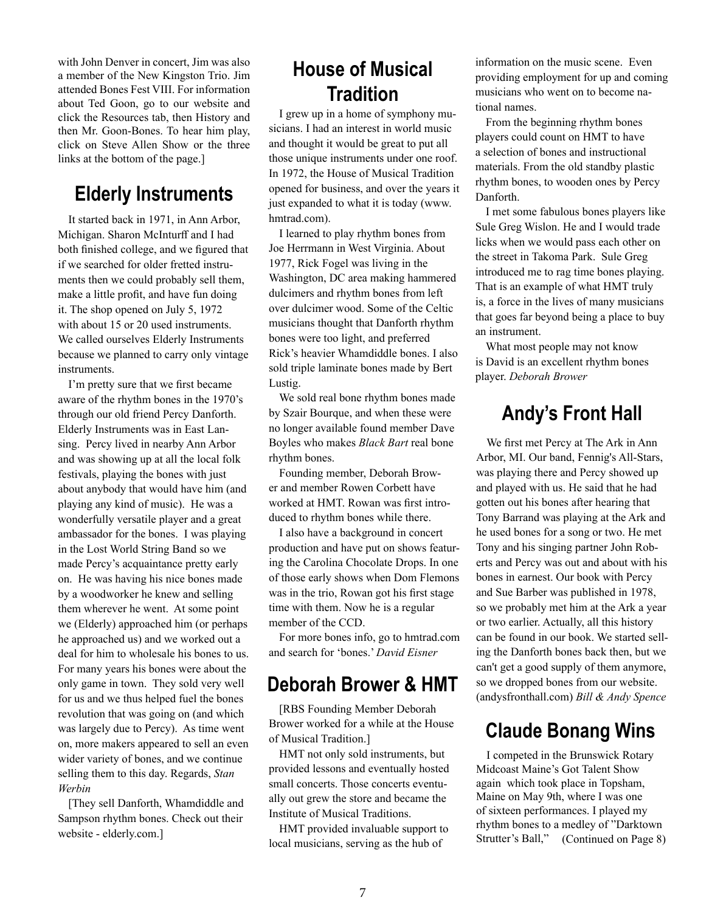with John Denver in concert, Jim was also a member of the New Kingston Trio. Jim attended Bones Fest VIII. For information about Ted Goon, go to our website and click the Resources tab, then History and then Mr. Goon-Bones. To hear him play, click on Steve Allen Show or the three links at the bottom of the page.]

## Elderly Instruments

It started back in 1971, in Ann Arbor, Michigan. Sharon McInturff and I had both finished college, and we figured that if we searched for older fretted instruments then we could probably sell them, make a little profit, and have fun doing it. The shop opened on July 5, 1972 with about 15 or 20 used instruments. We called ourselves Elderly Instruments because we planned to carry only vintage instruments.

I'm pretty sure that we first became aware of the rhythm bones in the 1970's through our old friend Percy Danforth. Elderly Instruments was in East Lansing. Percy lived in nearby Ann Arbor and was showing up at all the local folk festivals, playing the bones with just about anybody that would have him (and playing any kind of music). He was a wonderfully versatile player and a great ambassador for the bones. I was playing in the Lost World String Band so we made Percy's acquaintance pretty early on. He was having his nice bones made by a woodworker he knew and selling them wherever he went. At some point we (Elderly) approached him (or perhaps he approached us) and we worked out a deal for him to wholesale his bones to us. For many years his bones were about the only game in town. They sold very well for us and we thus helped fuel the bones revolution that was going on (and which was largely due to Percy). As time went on, more makers appeared to sell an even wider variety of bones, and we continue selling them to this day. Regards, *Stan Werbin*

[They sell Danforth, Whamdiddle and Sampson rhythm bones. Check out their website - elderly.com.]

## House of Musical Tradition

I grew up in a home of symphony musicians. I had an interest in world music and thought it would be great to put all those unique instruments under one roof. In 1972, the House of Musical Tradition opened for business, and over the years it just expanded to what it is today (www.hmtrad.com).

I learned to play rhythm bones from Joe Herrmann in West Virginia. About 1977, Rick Fogel was living in the Washington, DC area making hammered dulcimers and rhythm bones from left over dulcimer wood. Some of the Celtic musicians thought that Danforth rhythm bones were too light, and preferred Rick's heavier Whamdiddle bones. I also sold triple laminate bones made by Bert Lustig.

We sold real bone rhythm bones made by Szair Bourque, and when these were no longer available found member Dave Boyles who makes *Black Bart* real bone rhythm bones.

Founding member, Deborah Brower and member Rowen Corbett have worked at HMT. Rowan was first introduced to rhythm bones while there.

I also have a background in concert production and have put on shows featuring the Carolina Chocolate Drops. In one of those early shows when Dom Flemons was in the trio, Rowan got his first stage time with them. Now he is a regular member of the CCD.

For more bones info, go to hmtrad.com and search for 'bones.' *David Eisner*

## Deborah Brower & HMT

[RBS Founding Member Deborah Brower worked for a while at the House of Musical Tradition.]

HMT not only sold instruments, but provided lessons and eventually hosted small concerts. Those concerts eventually out grew the store and became the Institute of Musical Traditions.

HMT provided invaluable support to local musicians, serving as the hub of information on the music scene. Even providing employment for up and coming musicians who went on to become national names.

From the beginning rhythm bones players could count on HMT to have a selection of bones and instructional materials. From the old standby plastic rhythm bones, to wooden ones by Percy Danforth.

I met some fabulous bones players like Sule Greg Wislon. He and I would trade licks when we would pass each other on the street in Takoma Park. Sule Greg introduced me to rag time bones playing. That is an example of what HMT truly is, a force in the lives of many musicians that goes far beyond being a place to buy an instrument.

What most people may not know is David is an excellent rhythm bones player. *Deborah Brower*

## Andy's Front Hall

We first met Percy at The Ark in Ann Arbor, MI. Our band, Fennig's All-Stars, was playing there and Percy showed up and played with us. He said that he had gotten out his bones after hearing that Tony Barrand was playing at the Ark and he used bones for a song or two. He met Tony and his singing partner John Roberts and Percy was out and about with his bones in earnest. Our book with Percy and Sue Barber was published in 1978, so we probably met him at the Ark a year or two earlier. Actually, all this history can be found in our book. We started selling the Danforth bones back then, but we can't get a good supply of them anymore, so we dropped bones from our website. (andysfronthall.com) *Bill & Andy Spence*

## Claude Bonang Wins

I competed in the Brunswick Rotary Midcoast Maine's Got Talent Show again which took place in Topsham, Maine on May 9th, where I was one of sixteen performances. I played my rhythm bones to a medley of "Darktown Strutter's Ball," (Continued on Page 8)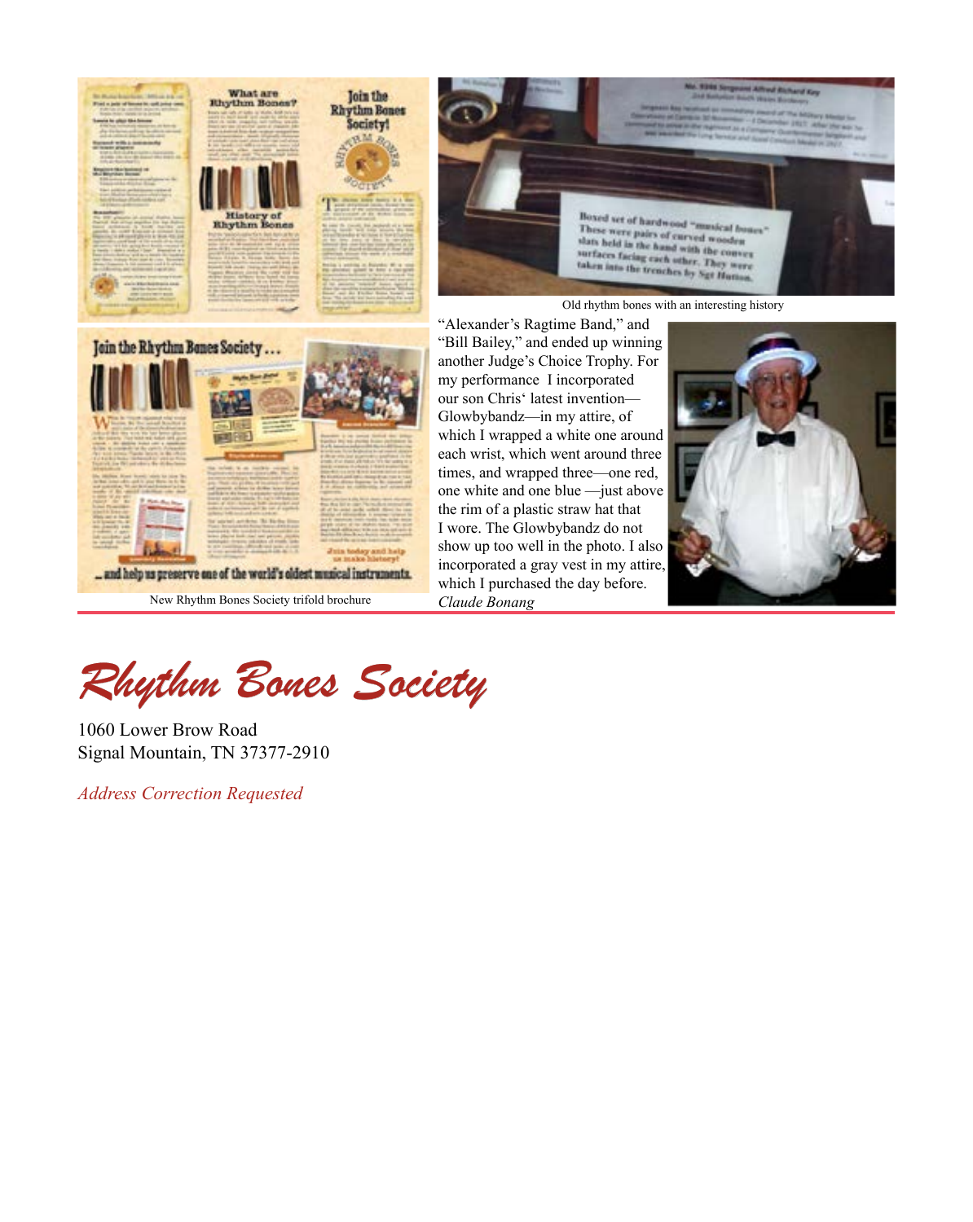New Rhythm Bones Society trifold brochure

Old rhythm bones with an interesting history

"Alexander's Ragtime Band," and "Bill Bailey," and ended up winning another Judge's Choice Trophy. For my performance I incorporated our son Chris' latest invention—Glowbybandz—in my attire, of which I wrapped a white one around each wrist, which went around three times, and wrapped three—one red, one white and one blue —just above the rim of a plastic straw hat that I wore. The Glowbybandz do not show up too well in the photo. I also incorporated a gray vest in my attire, which I purchased the day before. *Claude Bonang*

# *Rhythm Bones Society*

1060 Lower Brow Road
Signal Mountain, TN 37377-2910

*Address Correction Requested*